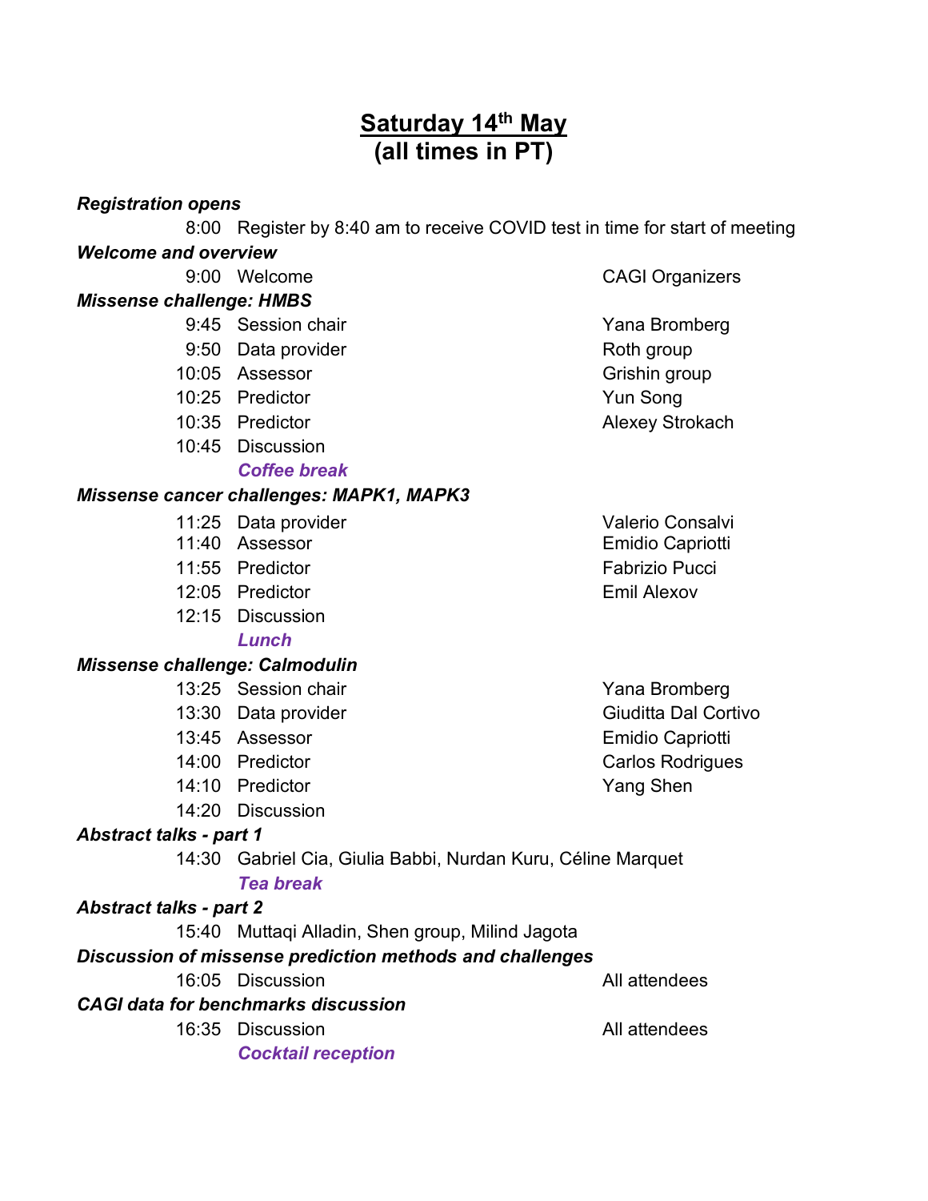# Saturday 14th May
## (all times in PT)

***Registration opens***

| | | |
|---|---|---|
| 8:00 | Register by 8:40 am to receive COVID test in time for start of meeting | |

***Welcome and overview***

| | | |
|---|---|---|
| 9:00 | Welcome | CAGI Organizers |

***Missense challenge: HMBS***

| | | |
|---|---|---|
| 9:45 | Session chair | Yana Bromberg |
| 9:50 | Data provider | Roth group |
| 10:05 | Assessor | Grishin group |
| 10:25 | Predictor | Yun Song |
| 10:35 | Predictor | Alexey Strokach |
| 10:45 | Discussion | |
| | ***Coffee break*** | |

***Missense cancer challenges: MAPK1, MAPK3***

| | | |
|---|---|---|
| 11:25 | Data provider | Valerio Consalvi |
| 11:40 | Assessor | Emidio Capriotti |
| 11:55 | Predictor | Fabrizio Pucci |
| 12:05 | Predictor | Emil Alexov |
| 12:15 | Discussion | |
| | ***Lunch*** | |

***Missense challenge: Calmodulin***

| | | |
|---|---|---|
| 13:25 | Session chair | Yana Bromberg |
| 13:30 | Data provider | Giuditta Dal Cortivo |
| 13:45 | Assessor | Emidio Capriotti |
| 14:00 | Predictor | Carlos Rodrigues |
| 14:10 | Predictor | Yang Shen |
| 14:20 | Discussion | |

***Abstract talks - part 1***

| | | |
|---|---|---|
| 14:30 | Gabriel Cia, Giulia Babbi, Nurdan Kuru, Céline Marquet | |
| | ***Tea break*** | |

***Abstract talks - part 2***

| | | |
|---|---|---|
| 15:40 | Muttaqi Alladin, Shen group, Milind Jagota | |

***Discussion of missense prediction methods and challenges***

| | | |
|---|---|---|
| 16:05 | Discussion | All attendees |

***CAGI data for benchmarks discussion***

| | | |
|---|---|---|
| 16:35 | Discussion | All attendees |
| | ***Cocktail reception*** | |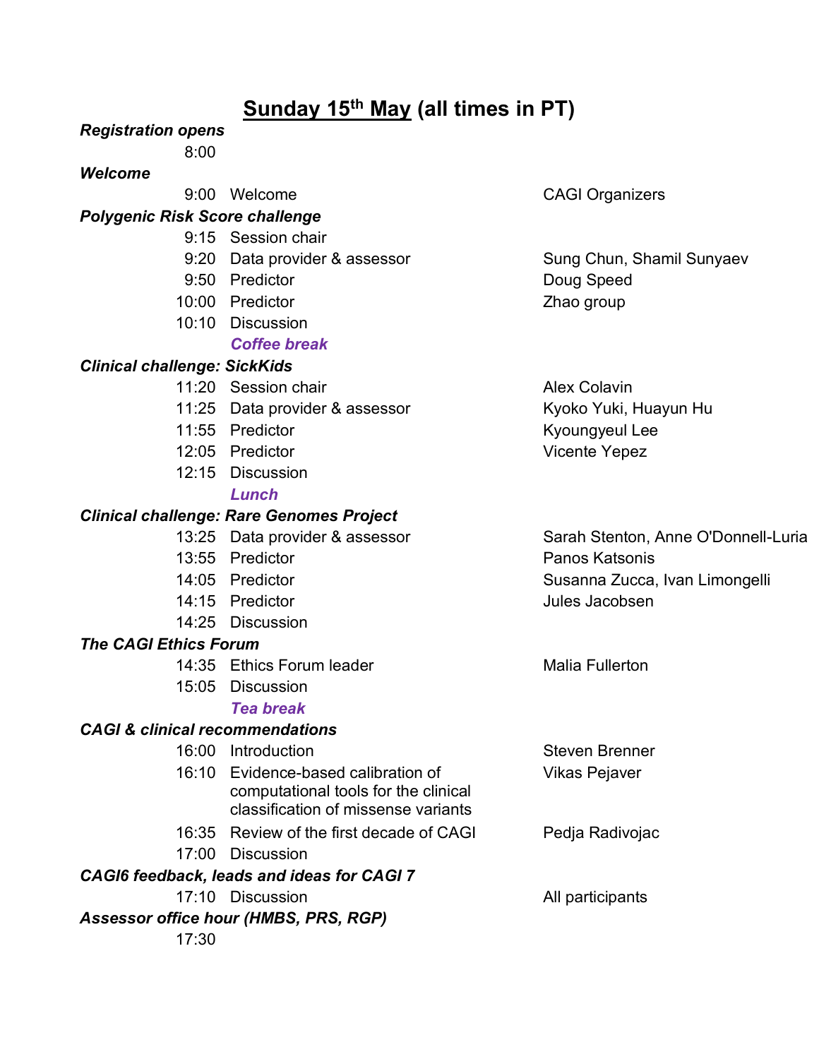# Sunday 15[th] May (all times in PT)

***Registration opens***

8:00

***Welcome***

| Time | Session | Speaker |
|---|---|---|
| 9:00 | Welcome | CAGI Organizers |

***Polygenic Risk Score challenge***

| Time | Session | Speaker |
|---|---|---|
| 9:15 | Session chair | |
| 9:20 | Data provider & assessor | Sung Chun, Shamil Sunyaev |
| 9:50 | Predictor | Doug Speed |
| 10:00 | Predictor | Zhao group |
| 10:10 | Discussion | |
| | ***Coffee break*** | |

***Clinical challenge: SickKids***

| Time | Session | Speaker |
|---|---|---|
| 11:20 | Session chair | Alex Colavin |
| 11:25 | Data provider & assessor | Kyoko Yuki, Huayun Hu |
| 11:55 | Predictor | Kyoungyeul Lee |
| 12:05 | Predictor | Vicente Yepez |
| 12:15 | Discussion | |
| | ***Lunch*** | |

***Clinical challenge: Rare Genomes Project***

| Time | Session | Speaker |
|---|---|---|
| 13:25 | Data provider & assessor | Sarah Stenton, Anne O'Donnell-Luria |
| 13:55 | Predictor | Panos Katsonis |
| 14:05 | Predictor | Susanna Zucca, Ivan Limongelli |
| 14:15 | Predictor | Jules Jacobsen |
| 14:25 | Discussion | |

***The CAGI Ethics Forum***

| Time | Session | Speaker |
|---|---|---|
| 14:35 | Ethics Forum leader | Malia Fullerton |
| 15:05 | Discussion | |
| | ***Tea break*** | |

***CAGI & clinical recommendations***

| Time | Session | Speaker |
|---|---|---|
| 16:00 | Introduction | Steven Brenner |
| 16:10 | Evidence-based calibration of computational tools for the clinical classification of missense variants | Vikas Pejaver |
| 16:35 | Review of the first decade of CAGI | Pedja Radivojac |
| 17:00 | Discussion | |

***CAGI6 feedback, leads and ideas for CAGI 7***

| Time | Session | Speaker |
|---|---|---|
| 17:10 | Discussion | All participants |

***Assessor office hour (HMBS, PRS, RGP)***

17:30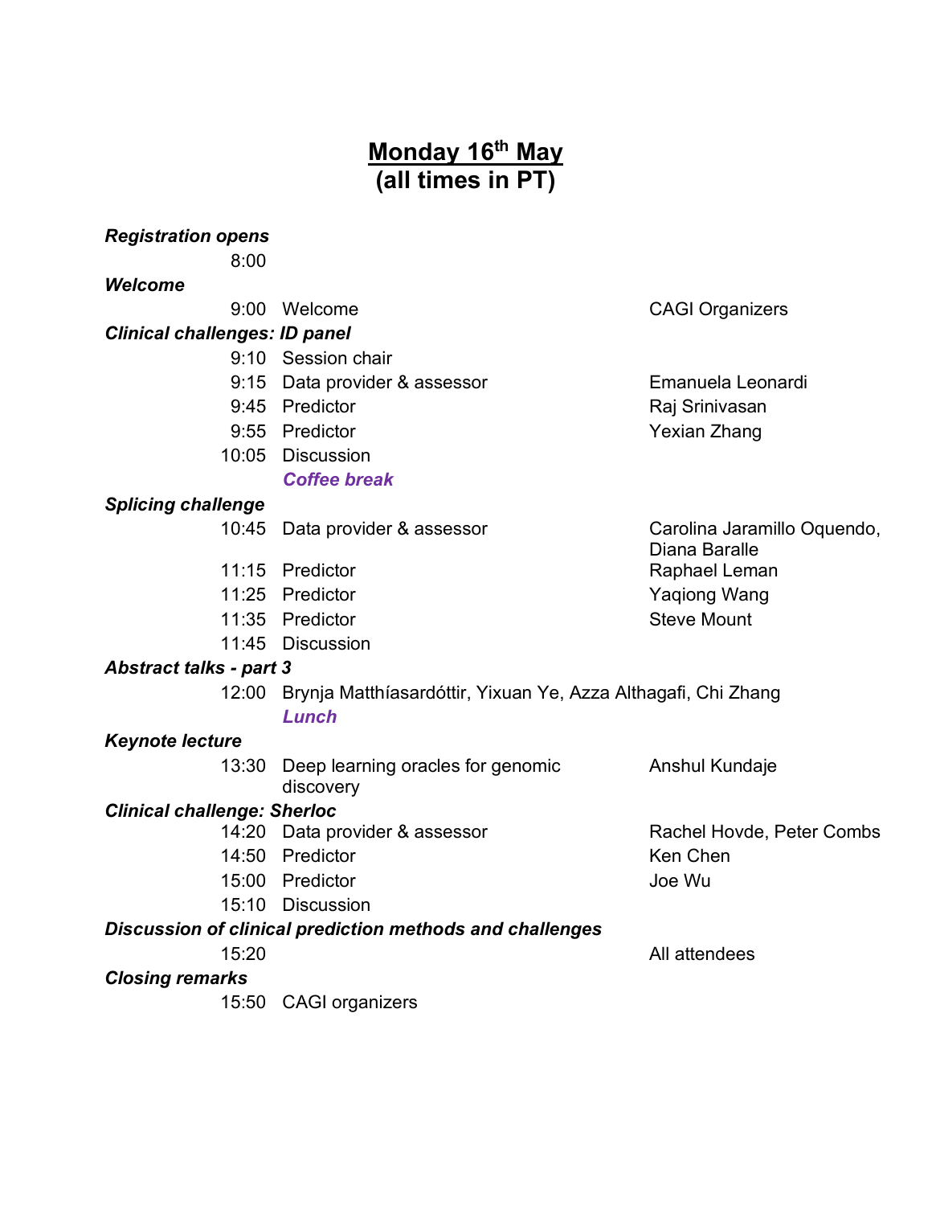# Monday 16th May
## (all times in PT)

| | | | |
|---|---|---|---|
| ***Registration opens*** | | | |
| | 8:00 | | |
| ***Welcome*** | | | |
| | 9:00 | Welcome | CAGI Organizers |
| ***Clinical challenges: ID panel*** | | | |
| | 9:10 | Session chair | |
| | 9:15 | Data provider & assessor | Emanuela Leonardi |
| | 9:45 | Predictor | Raj Srinivasan |
| | 9:55 | Predictor | Yexian Zhang |
| | 10:05 | Discussion | |
| | | ***Coffee break*** | |
| ***Splicing challenge*** | | | |
| | 10:45 | Data provider & assessor | Carolina Jaramillo Oquendo, Diana Baralle |
| | 11:15 | Predictor | Raphael Leman |
| | 11:25 | Predictor | Yaqiong Wang |
| | 11:35 | Predictor | Steve Mount |
| | 11:45 | Discussion | |
| ***Abstract talks - part 3*** | | | |
| | 12:00 | Brynja Matthíasardóttir, Yixuan Ye, Azza Althagafi, Chi Zhang | |
| | | ***Lunch*** | |
| ***Keynote lecture*** | | | |
| | 13:30 | Deep learning oracles for genomic discovery | Anshul Kundaje |
| ***Clinical challenge: Sherloc*** | | | |
| | 14:20 | Data provider & assessor | Rachel Hovde, Peter Combs |
| | 14:50 | Predictor | Ken Chen |
| | 15:00 | Predictor | Joe Wu |
| | 15:10 | Discussion | |
| ***Discussion of clinical prediction methods and challenges*** | | | |
| | 15:20 | | All attendees |
| ***Closing remarks*** | | | |
| | 15:50 | CAGI organizers | |